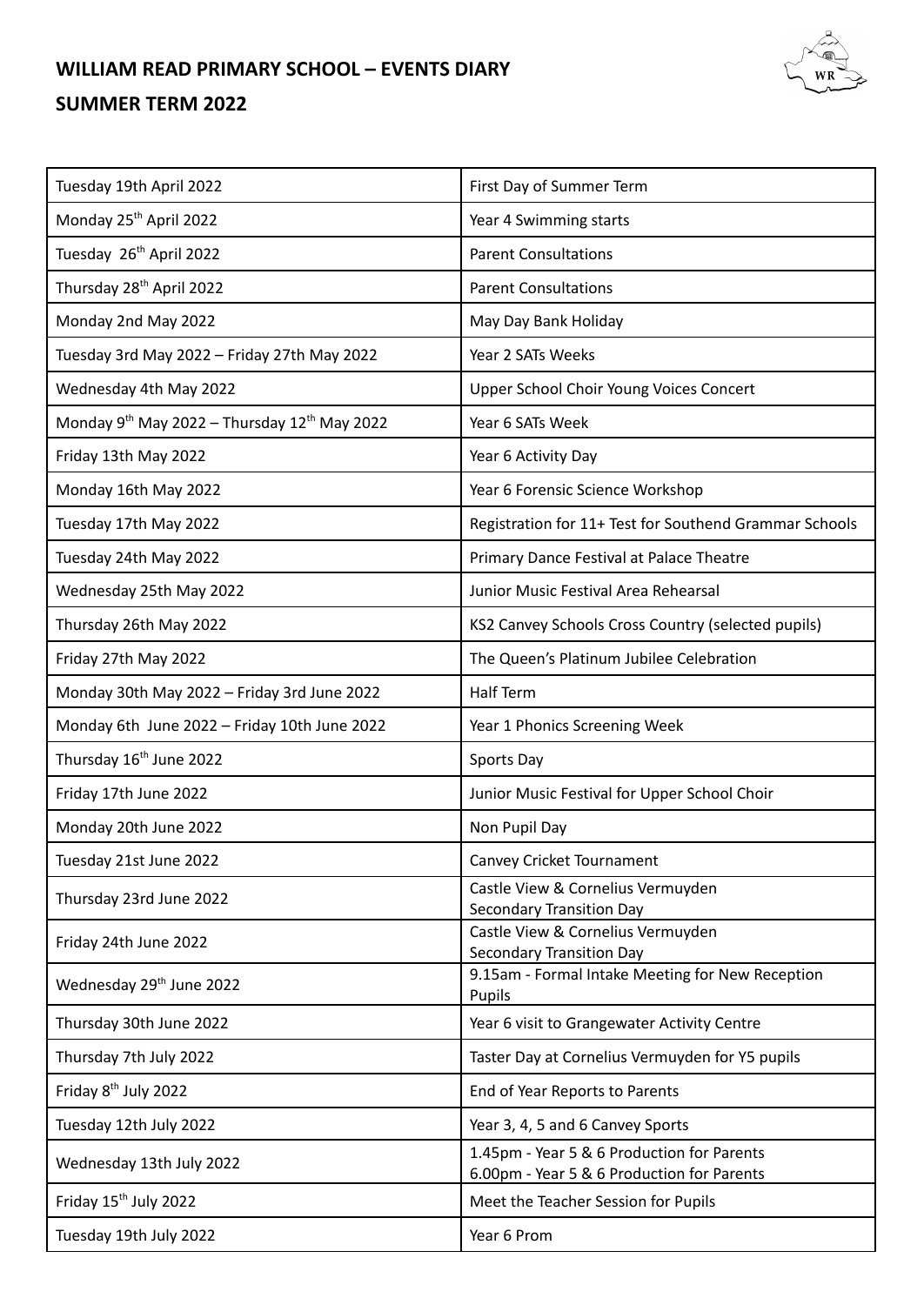# WILLIAM READ PRIMARY SCHOOL – EVENTS DIARY

## SUMMER TERM 2022

| Date | Event |
|---|---|
| Tuesday 19th April 2022 | First Day of Summer Term |
| Monday 25th April 2022 | Year 4 Swimming starts |
| Tuesday 26th April 2022 | Parent Consultations |
| Thursday 28th April 2022 | Parent Consultations |
| Monday 2nd May 2022 | May Day Bank Holiday |
| Tuesday 3rd May 2022 – Friday 27th May 2022 | Year 2 SATs Weeks |
| Wednesday 4th May 2022 | Upper School Choir Young Voices Concert |
| Monday 9th May 2022 – Thursday 12th May 2022 | Year 6 SATs Week |
| Friday 13th May 2022 | Year 6 Activity Day |
| Monday 16th May 2022 | Year 6 Forensic Science Workshop |
| Tuesday 17th May 2022 | Registration for 11+ Test for Southend Grammar Schools |
| Tuesday 24th May 2022 | Primary Dance Festival at Palace Theatre |
| Wednesday 25th May 2022 | Junior Music Festival Area Rehearsal |
| Thursday 26th May 2022 | KS2 Canvey Schools Cross Country (selected pupils) |
| Friday 27th May 2022 | The Queen's Platinum Jubilee Celebration |
| Monday 30th May 2022 – Friday 3rd June 2022 | Half Term |
| Monday 6th June 2022 – Friday 10th June 2022 | Year 1 Phonics Screening Week |
| Thursday 16th June 2022 | Sports Day |
| Friday 17th June 2022 | Junior Music Festival for Upper School Choir |
| Monday 20th June 2022 | Non Pupil Day |
| Tuesday 21st June 2022 | Canvey Cricket Tournament |
| Thursday 23rd June 2022 | Castle View & Cornelius Vermuyden Secondary Transition Day |
| Friday 24th June 2022 | Castle View & Cornelius Vermuyden Secondary Transition Day |
| Wednesday 29th June 2022 | 9.15am - Formal Intake Meeting for New Reception Pupils |
| Thursday 30th June 2022 | Year 6 visit to Grangewater Activity Centre |
| Thursday 7th July 2022 | Taster Day at Cornelius Vermuyden for Y5 pupils |
| Friday 8th July 2022 | End of Year Reports to Parents |
| Tuesday 12th July 2022 | Year 3, 4, 5 and 6 Canvey Sports |
| Wednesday 13th July 2022 | 1.45pm - Year 5 & 6 Production for Parents<br>6.00pm - Year 5 & 6 Production for Parents |
| Friday 15th July 2022 | Meet the Teacher Session for Pupils |
| Tuesday 19th July 2022 | Year 6 Prom |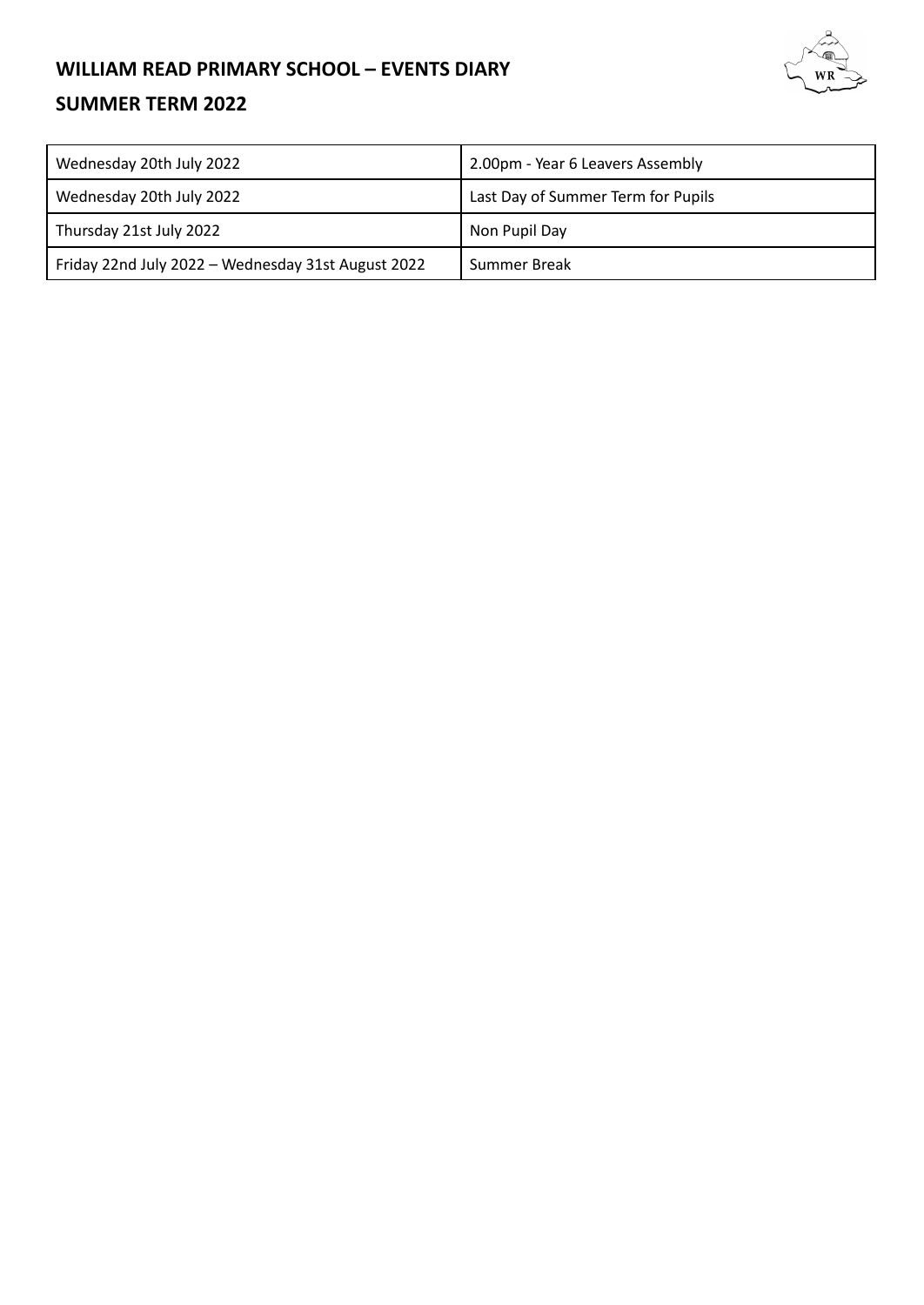**WILLIAM READ PRIMARY SCHOOL – EVENTS DIARY**

**SUMMER TERM 2022**

| | |
|---|---|
| Wednesday 20th July 2022 | 2.00pm - Year 6 Leavers Assembly |
| Wednesday 20th July 2022 | Last Day of Summer Term for Pupils |
| Thursday 21st July 2022 | Non Pupil Day |
| Friday 22nd July 2022 – Wednesday 31st August 2022 | Summer Break |